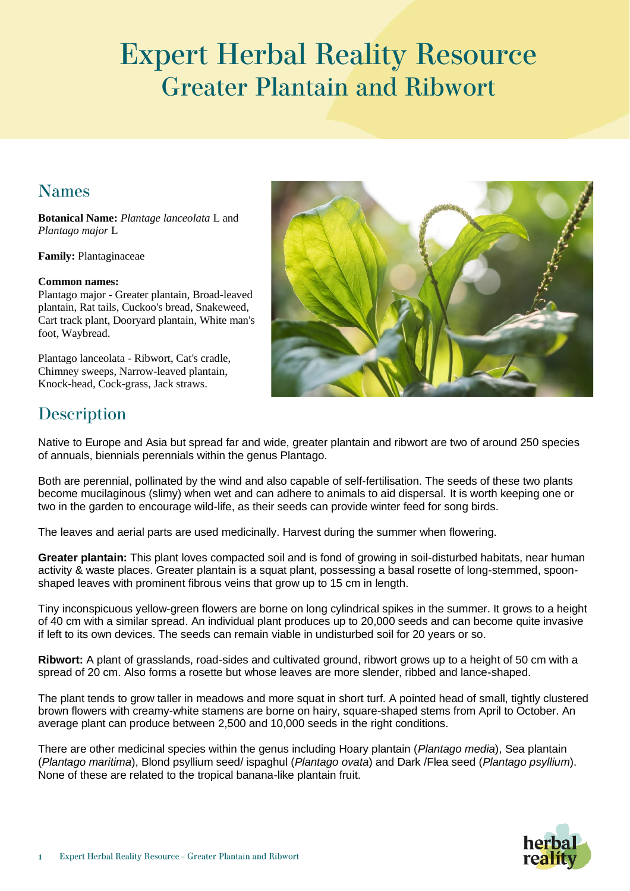# Expert Herbal Reality Resource
## Greater Plantain and Ribwort

## Names

**Botanical Name:** *Plantage lanceolata* L and *Plantago major* L

**Family:** Plantaginaceae

**Common names:**
Plantago major - Greater plantain, Broad-leaved plantain, Rat tails, Cuckoo's bread, Snakeweed, Cart track plant, Dooryard plantain, White man's foot, Waybread.

Plantago lanceolata - Ribwort, Cat's cradle, Chimney sweeps, Narrow-leaved plantain, Knock-head, Cock-grass, Jack straws.

## Description

Native to Europe and Asia but spread far and wide, greater plantain and ribwort are two of around 250 species of annuals, biennials perennials within the genus Plantago.

Both are perennial, pollinated by the wind and also capable of self-fertilisation. The seeds of these two plants become mucilaginous (slimy) when wet and can adhere to animals to aid dispersal. It is worth keeping one or two in the garden to encourage wild-life, as their seeds can provide winter feed for song birds.

The leaves and aerial parts are used medicinally. Harvest during the summer when flowering.

**Greater plantain:** This plant loves compacted soil and is fond of growing in soil-disturbed habitats, near human activity & waste places. Greater plantain is a squat plant, possessing a basal rosette of long-stemmed, spoon-shaped leaves with prominent fibrous veins that grow up to 15 cm in length.

Tiny inconspicuous yellow-green flowers are borne on long cylindrical spikes in the summer. It grows to a height of 40 cm with a similar spread. An individual plant produces up to 20,000 seeds and can become quite invasive if left to its own devices. The seeds can remain viable in undisturbed soil for 20 years or so.

**Ribwort:** A plant of grasslands, road-sides and cultivated ground, ribwort grows up to a height of 50 cm with a spread of 20 cm. Also forms a rosette but whose leaves are more slender, ribbed and lance-shaped.

The plant tends to grow taller in meadows and more squat in short turf. A pointed head of small, tightly clustered brown flowers with creamy-white stamens are borne on hairy, square-shaped stems from April to October. An average plant can produce between 2,500 and 10,000 seeds in the right conditions.

There are other medicinal species within the genus including Hoary plantain (*Plantago media*), Sea plantain (*Plantago maritima*), Blond psyllium seed/ ispaghul (*Plantago ovata*) and Dark /Flea seed (*Plantago psyllium*). None of these are related to the tropical banana-like plantain fruit.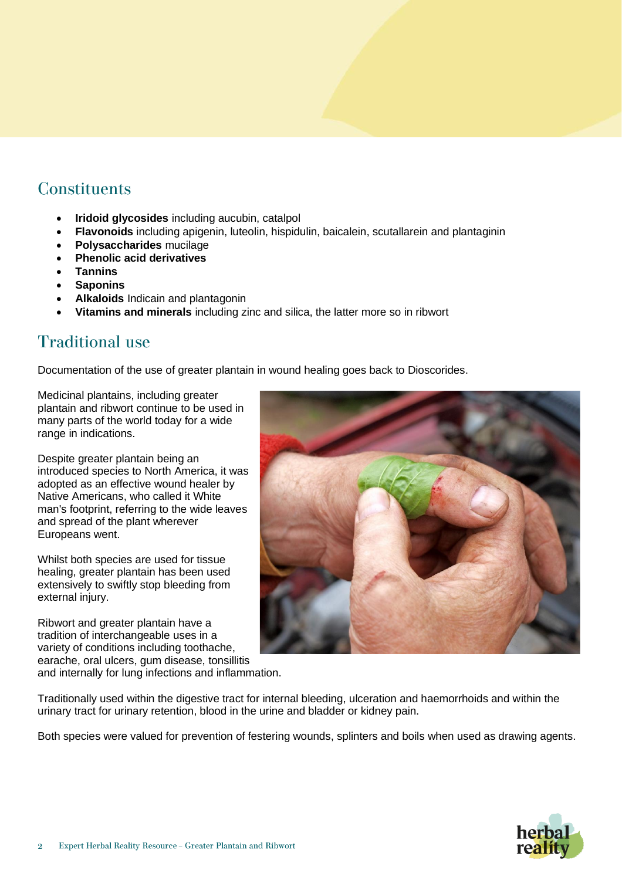## Constituents

- **Iridoid glycosides** including aucubin, catalpol
- **Flavonoids** including apigenin, luteolin, hispidulin, baicalein, scutallarein and plantaginin
- **Polysaccharides** mucilage
- **Phenolic acid derivatives**
- **Tannins**
- **Saponins**
- **Alkaloids** Indicain and plantagonin
- **Vitamins and minerals** including zinc and silica, the latter more so in ribwort

## Traditional use

Documentation of the use of greater plantain in wound healing goes back to Dioscorides.

Medicinal plantains, including greater plantain and ribwort continue to be used in many parts of the world today for a wide range in indications.

Despite greater plantain being an introduced species to North America, it was adopted as an effective wound healer by Native Americans, who called it White man's footprint, referring to the wide leaves and spread of the plant wherever Europeans went.

Whilst both species are used for tissue healing, greater plantain has been used extensively to swiftly stop bleeding from external injury.

Ribwort and greater plantain have a tradition of interchangeable uses in a variety of conditions including toothache, earache, oral ulcers, gum disease, tonsillitis and internally for lung infections and inflammation.

Traditionally used within the digestive tract for internal bleeding, ulceration and haemorrhoids and within the urinary tract for urinary retention, blood in the urine and bladder or kidney pain.

Both species were valued for prevention of festering wounds, splinters and boils when used as drawing agents.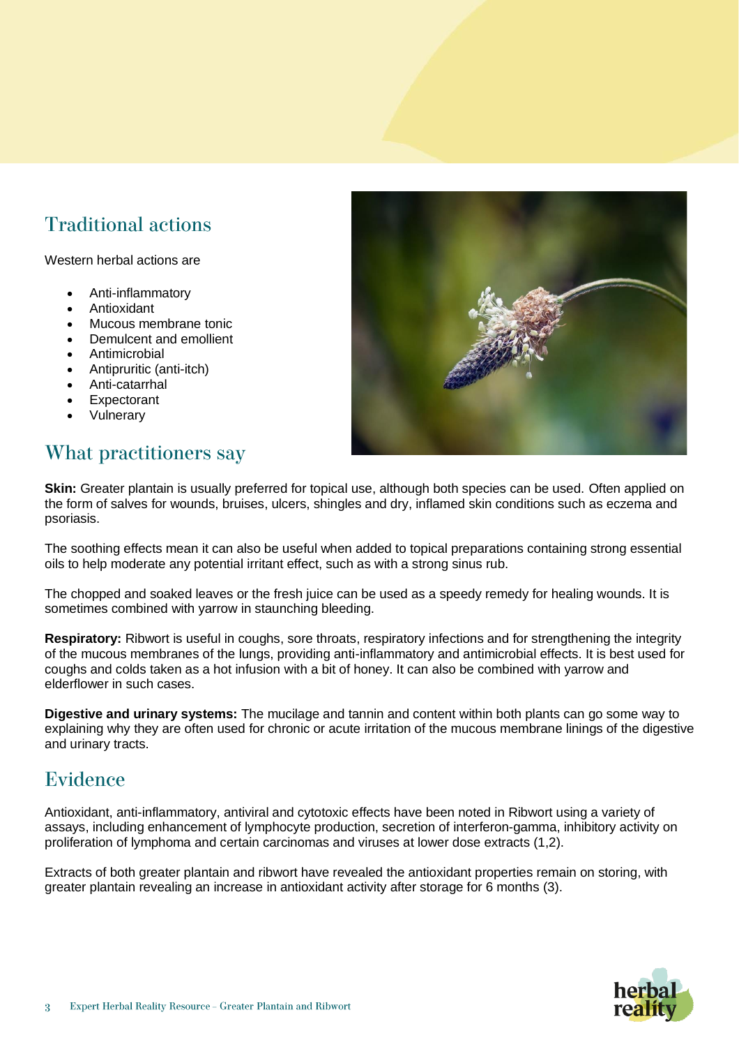## Traditional actions

Western herbal actions are

- Anti-inflammatory
- Antioxidant
- Mucous membrane tonic
- Demulcent and emollient
- Antimicrobial
- Antipruritic (anti-itch)
- Anti-catarrhal
- Expectorant
- Vulnerary

## What practitioners say

**Skin:** Greater plantain is usually preferred for topical use, although both species can be used. Often applied on the form of salves for wounds, bruises, ulcers, shingles and dry, inflamed skin conditions such as eczema and psoriasis.

The soothing effects mean it can also be useful when added to topical preparations containing strong essential oils to help moderate any potential irritant effect, such as with a strong sinus rub.

The chopped and soaked leaves or the fresh juice can be used as a speedy remedy for healing wounds. It is sometimes combined with yarrow in staunching bleeding.

**Respiratory:** Ribwort is useful in coughs, sore throats, respiratory infections and for strengthening the integrity of the mucous membranes of the lungs, providing anti-inflammatory and antimicrobial effects. It is best used for coughs and colds taken as a hot infusion with a bit of honey. It can also be combined with yarrow and elderflower in such cases.

**Digestive and urinary systems:** The mucilage and tannin and content within both plants can go some way to explaining why they are often used for chronic or acute irritation of the mucous membrane linings of the digestive and urinary tracts.

## Evidence

Antioxidant, anti-inflammatory, antiviral and cytotoxic effects have been noted in Ribwort using a variety of assays, including enhancement of lymphocyte production, secretion of interferon-gamma, inhibitory activity on proliferation of lymphoma and certain carcinomas and viruses at lower dose extracts (1,2).

Extracts of both greater plantain and ribwort have revealed the antioxidant properties remain on storing, with greater plantain revealing an increase in antioxidant activity after storage for 6 months (3).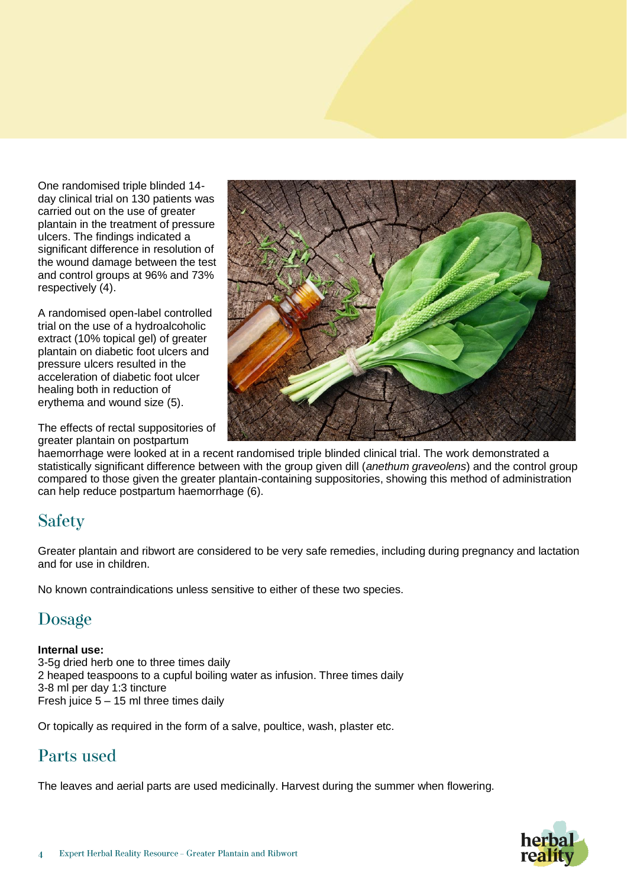One randomised triple blinded 14-day clinical trial on 130 patients was carried out on the use of greater plantain in the treatment of pressure ulcers. The findings indicated a significant difference in resolution of the wound damage between the test and control groups at 96% and 73% respectively (4).

A randomised open-label controlled trial on the use of a hydroalcoholic extract (10% topical gel) of greater plantain on diabetic foot ulcers and pressure ulcers resulted in the acceleration of diabetic foot ulcer healing both in reduction of erythema and wound size (5).

The effects of rectal suppositories of greater plantain on postpartum haemorrhage were looked at in a recent triple blinded clinical trial. The work demonstrated a statistically significant difference between with the group given dill (*anethum graveolens*) and the control group compared to those given the greater plantain-containing suppositories, showing this method of administration can help reduce postpartum haemorrhage (6).

## Safety

Greater plantain and ribwort are considered to be very safe remedies, including during pregnancy and lactation and for use in children.

No known contraindications unless sensitive to either of these two species.

## Dosage

**Internal use:**
3-5g dried herb one to three times daily
2 heaped teaspoons to a cupful boiling water as infusion. Three times daily
3-8 ml per day 1:3 tincture
Fresh juice 5 – 15 ml three times daily

Or topically as required in the form of a salve, poultice, wash, plaster etc.

## Parts used

The leaves and aerial parts are used medicinally. Harvest during the summer when flowering.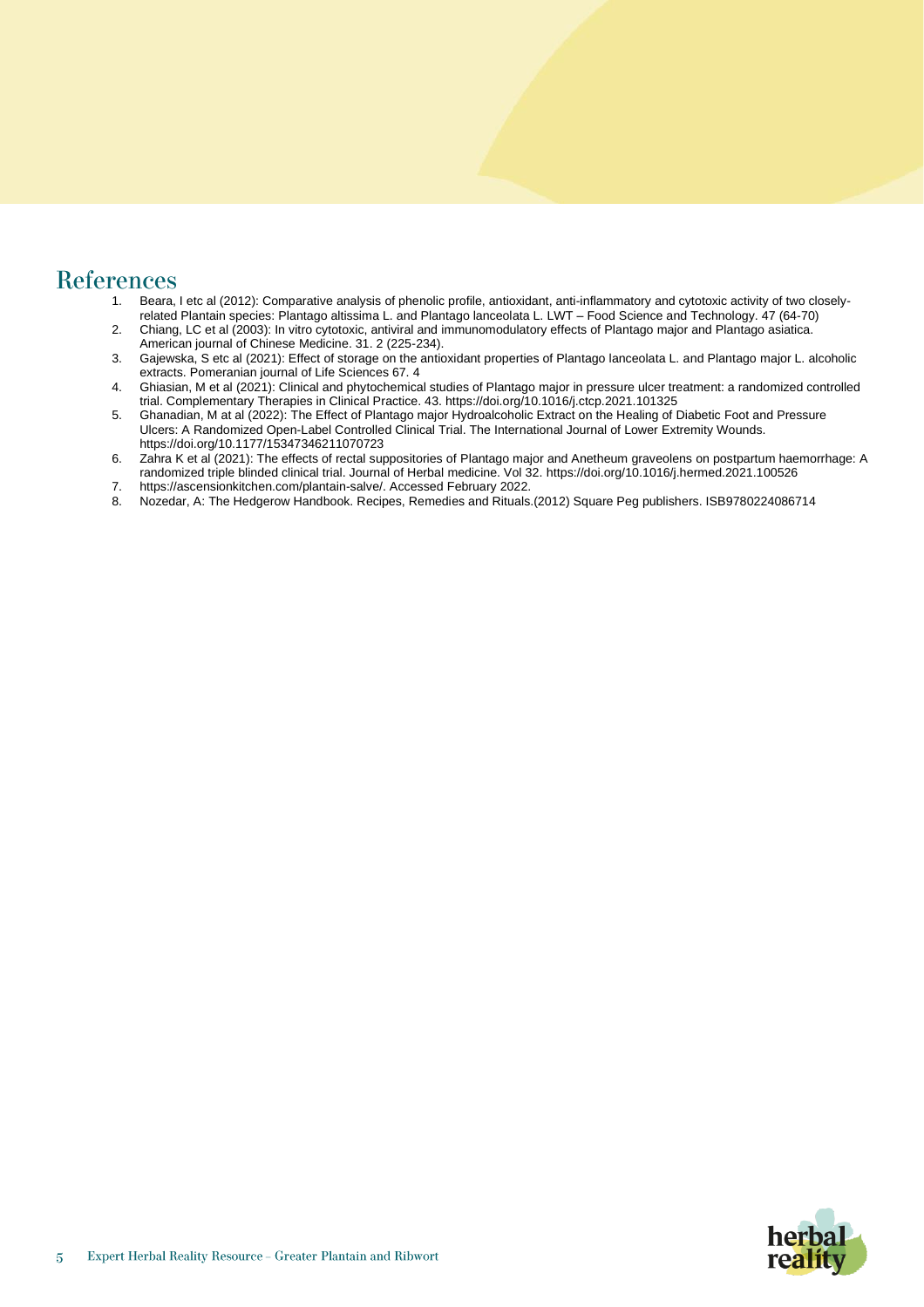# References

1. Beara, I etc al (2012): Comparative analysis of phenolic profile, antioxidant, anti-inflammatory and cytotoxic activity of two closely-related Plantain species: Plantago altissima L. and Plantago lanceolata L. LWT – Food Science and Technology. 47 (64-70)
2. Chiang, LC et al (2003): In vitro cytotoxic, antiviral and immunomodulatory effects of Plantago major and Plantago asiatica. American journal of Chinese Medicine. 31. 2 (225-234).
3. Gajewska, S etc al (2021): Effect of storage on the antioxidant properties of Plantago lanceolata L. and Plantago major L. alcoholic extracts. Pomeranian journal of Life Sciences 67. 4
4. Ghiasian, M et al (2021): Clinical and phytochemical studies of Plantago major in pressure ulcer treatment: a randomized controlled trial. Complementary Therapies in Clinical Practice. 43. https://doi.org/10.1016/j.ctcp.2021.101325
5. Ghanadian, M at al (2022): The Effect of Plantago major Hydroalcoholic Extract on the Healing of Diabetic Foot and Pressure Ulcers: A Randomized Open-Label Controlled Clinical Trial. The International Journal of Lower Extremity Wounds. https://doi.org/10.1177/15347346211070723
6. Zahra K et al (2021): The effects of rectal suppositories of Plantago major and Anetheum graveolens on postpartum haemorrhage: A randomized triple blinded clinical trial. Journal of Herbal medicine. Vol 32. https://doi.org/10.1016/j.hermed.2021.100526
7. https://ascensionkitchen.com/plantain-salve/. Accessed February 2022.
8. Nozedar, A: The Hedgerow Handbook. Recipes, Remedies and Rituals.(2012) Square Peg publishers. ISB9780224086714